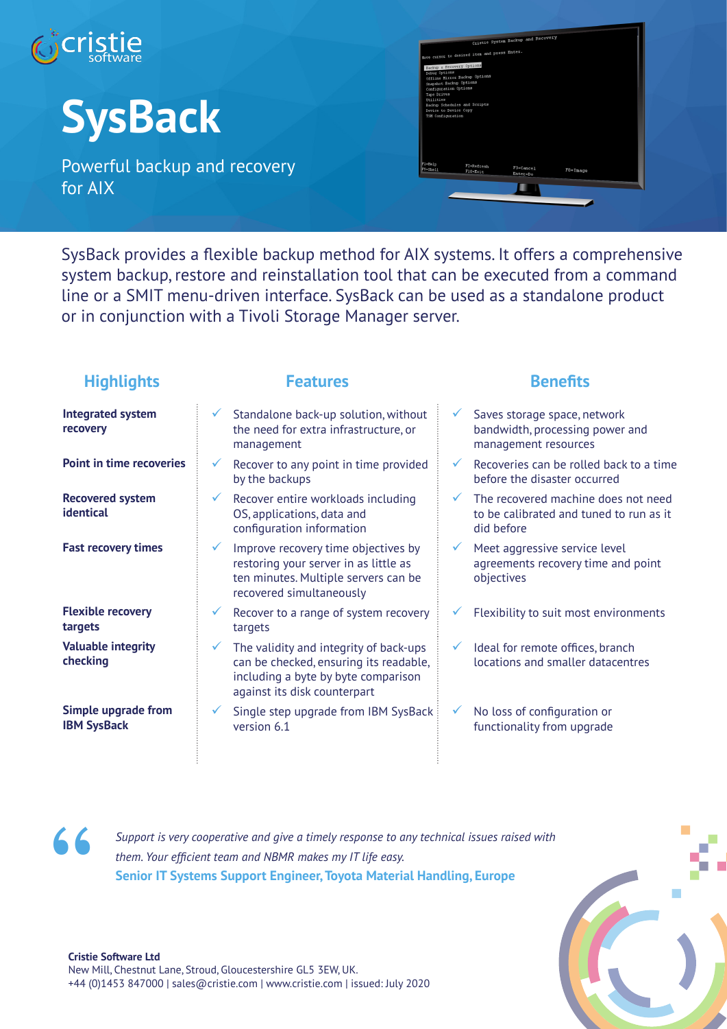cristie software

# SysBack

Powerful backup and recovery for AIX

SysBack provides a flexible backup method for AIX systems. It offers a comprehensive system backup, restore and reinstallation tool that can be executed from a command line or a SMIT menu-driven interface. SysBack can be used as a standalone product or in conjunction with a Tivoli Storage Manager server.

| Highlights | Features | Benefits |
| --- | --- | --- |
| **Integrated system recovery** | ✓ Standalone back-up solution, without the need for extra infrastructure, or management | ✓ Saves storage space, network bandwidth, processing power and management resources |
| **Point in time recoveries** | ✓ Recover to any point in time provided by the backups | ✓ Recoveries can be rolled back to a time before the disaster occurred |
| **Recovered system identical** | ✓ Recover entire workloads including OS, applications, data and configuration information | ✓ The recovered machine does not need to be calibrated and tuned to run as it did before |
| **Fast recovery times** | ✓ Improve recovery time objectives by restoring your server in as little as ten minutes. Multiple servers can be recovered simultaneously | ✓ Meet aggressive service level agreements recovery time and point objectives |
| **Flexible recovery targets** | ✓ Recover to a range of system recovery targets | ✓ Flexibility to suit most environments |
| **Valuable integrity checking** | ✓ The validity and integrity of back-ups can be checked, ensuring its readable, including a byte by byte comparison against its disk counterpart | ✓ Ideal for remote offices, branch locations and smaller datacentres |
| **Simple upgrade from IBM SysBack** | ✓ Single step upgrade from IBM SysBack version 6.1 | ✓ No loss of configuration or functionality from upgrade |

> *Support is very cooperative and give a timely response to any technical issues raised with them. Your efficient team and NBMR makes my IT life easy.*
>
> **Senior IT Systems Support Engineer, Toyota Material Handling, Europe**

**Cristie Software Ltd**
New Mill, Chestnut Lane, Stroud, Gloucestershire GL5 3EW, UK.
+44 (0)1453 847000 | sales@cristie.com | www.cristie.com | issued: July 2020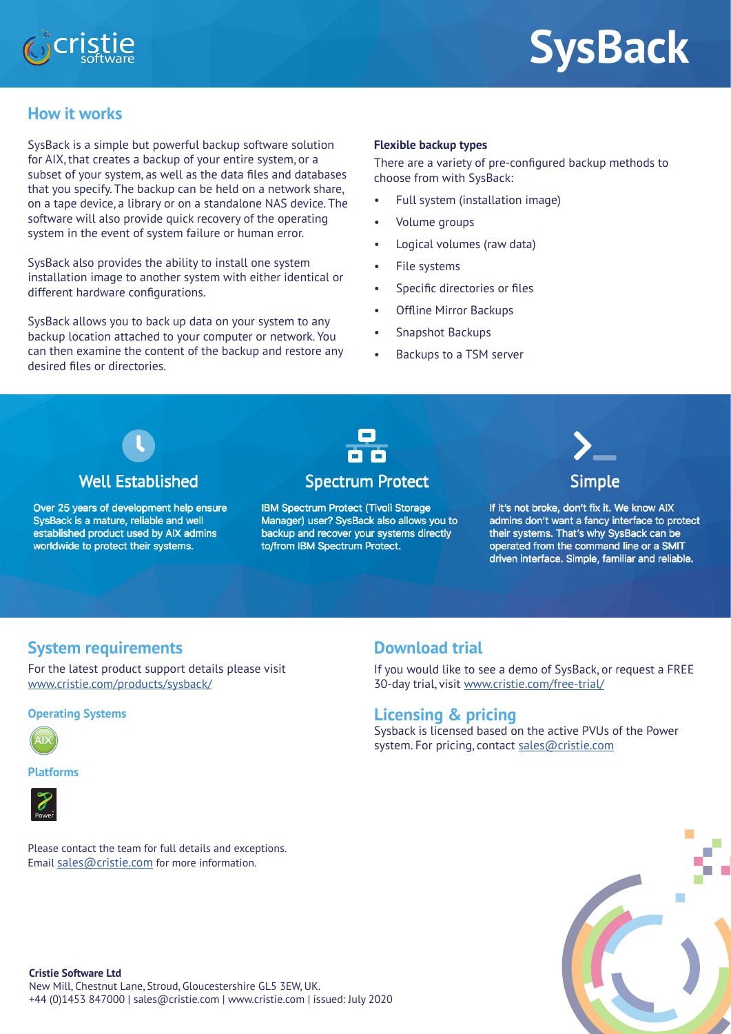# SysBack

## How it works

SysBack is a simple but powerful backup software solution for AIX, that creates a backup of your entire system, or a subset of your system, as well as the data files and databases that you specify. The backup can be held on a network share, on a tape device, a library or on a standalone NAS device. The software will also provide quick recovery of the operating system in the event of system failure or human error.

SysBack also provides the ability to install one system installation image to another system with either identical or different hardware configurations.

SysBack allows you to back up data on your system to any backup location attached to your computer or network. You can then examine the content of the backup and restore any desired files or directories.

**Flexible backup types**

There are a variety of pre-configured backup methods to choose from with SysBack:

- Full system (installation image)
- Volume groups
- Logical volumes (raw data)
- File systems
- Specific directories or files
- Offline Mirror Backups
- Snapshot Backups
- Backups to a TSM server

### Well Established

Over 25 years of development help ensure SysBack is a mature, reliable and well established product used by AIX admins worldwide to protect their systems.

### Spectrum Protect

IBM Spectrum Protect (Tivoli Storage Manager) user? SysBack also allows you to backup and recover your systems directly to/from IBM Spectrum Protect.

### Simple

If it's not broke, don't fix it. We know AIX admins don't want a fancy interface to protect their systems. That's why SysBack can be operated from the command line or a SMIT driven interface. Simple, familiar and reliable.

## System requirements

For the latest product support details please visit www.cristie.com/products/sysback/

### Operating Systems

AIX

### Platforms

Power

Please contact the team for full details and exceptions.
Email sales@cristie.com for more information.

## Download trial

If you would like to see a demo of SysBack, or request a FREE 30-day trial, visit www.cristie.com/free-trial/

## Licensing & pricing

Sysback is licensed based on the active PVUs of the Power system. For pricing, contact sales@cristie.com

**Cristie Software Ltd**
New Mill, Chestnut Lane, Stroud, Gloucestershire GL5 3EW, UK.
+44 (0)1453 847000 | sales@cristie.com | www.cristie.com | issued: July 2020